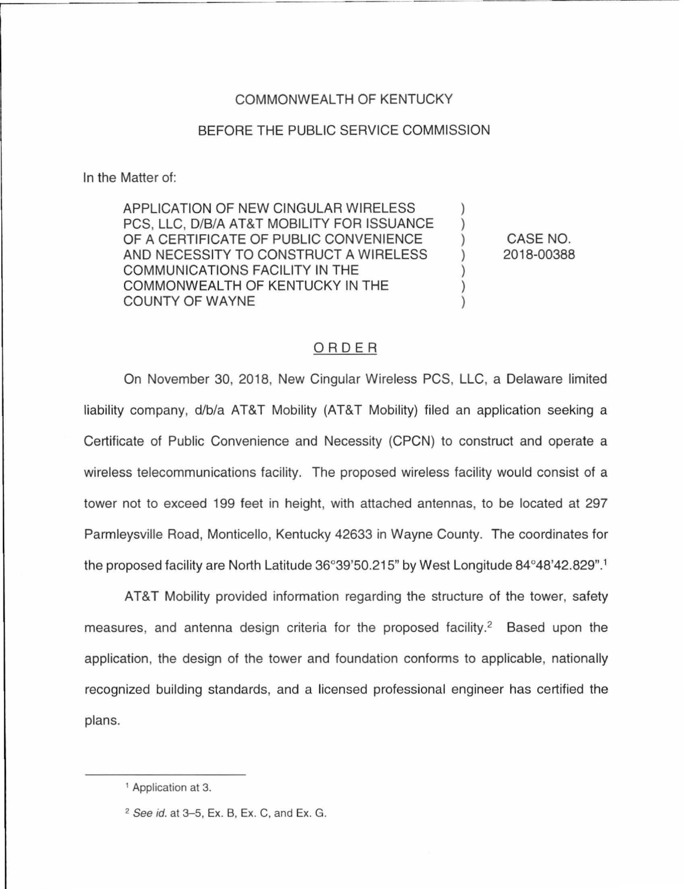COMMONWEALTH OF KENTUCKY

BEFORE THE PUBLIC SERVICE COMMISSION

In the Matter of:

| | | |
|---|---|---|
| APPLICATION OF NEW CINGULAR WIRELESS PCS, LLC, D/B/A AT&T MOBILITY FOR ISSUANCE OF A CERTIFICATE OF PUBLIC CONVENIENCE AND NECESSITY TO CONSTRUCT A WIRELESS COMMUNICATIONS FACILITY IN THE COMMONWEALTH OF KENTUCKY IN THE COUNTY OF WAYNE | ) | CASE NO. 2018-00388 |

## ORDER

On November 30, 2018, New Cingular Wireless PCS, LLC, a Delaware limited liability company, d/b/a AT&T Mobility (AT&T Mobility) filed an application seeking a Certificate of Public Convenience and Necessity (CPCN) to construct and operate a wireless telecommunications facility. The proposed wireless facility would consist of a tower not to exceed 199 feet in height, with attached antennas, to be located at 297 Parmleysville Road, Monticello, Kentucky 42633 in Wayne County. The coordinates for the proposed facility are North Latitude 36°39'50.215" by West Longitude 84°48'42.829".[1]

AT&T Mobility provided information regarding the structure of the tower, safety measures, and antenna design criteria for the proposed facility.[2] Based upon the application, the design of the tower and foundation conforms to applicable, nationally recognized building standards, and a licensed professional engineer has certified the plans.

---

[1] Application at 3.

[2] *See id.* at 3–5, Ex. B, Ex. C, and Ex. G.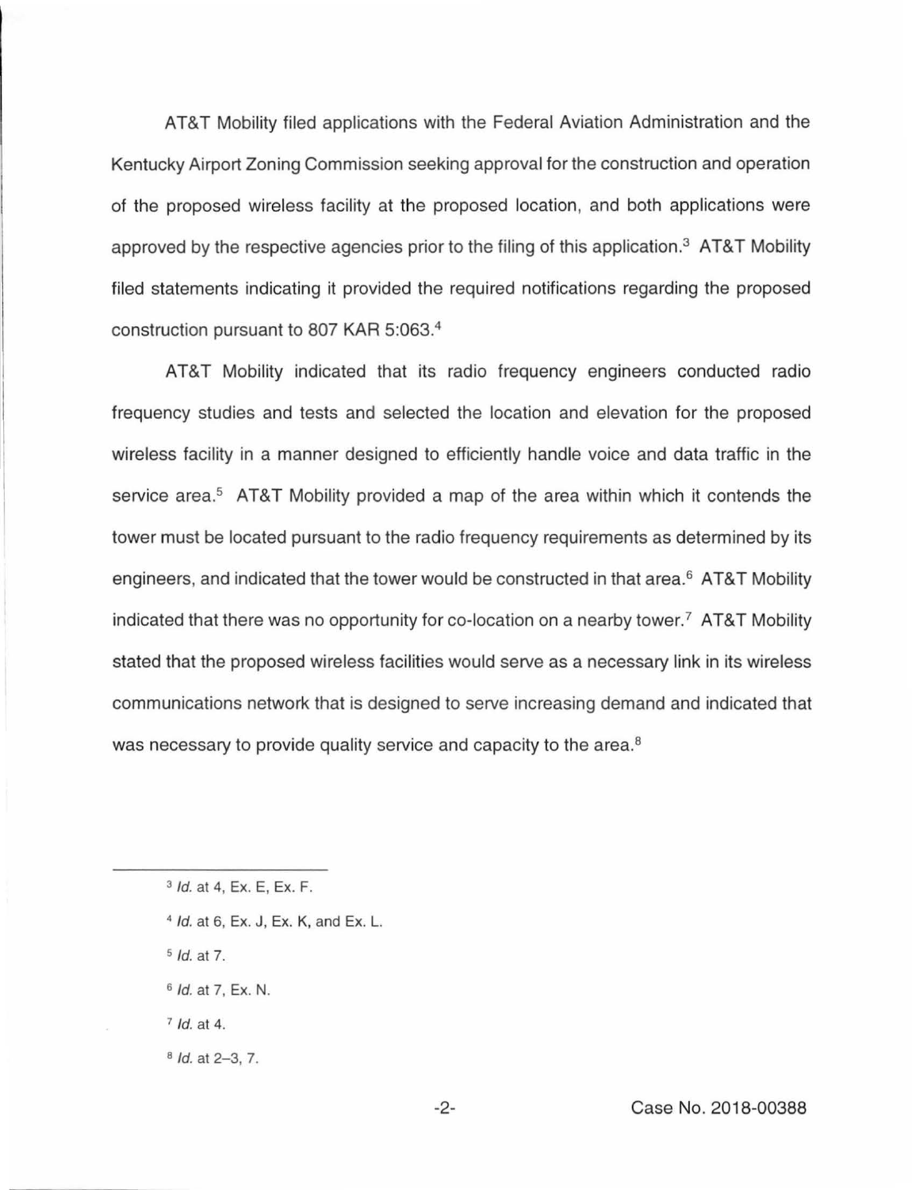AT&T Mobility filed applications with the Federal Aviation Administration and the Kentucky Airport Zoning Commission seeking approval for the construction and operation of the proposed wireless facility at the proposed location, and both applications were approved by the respective agencies prior to the filing of this application.[3] AT&T Mobility filed statements indicating it provided the required notifications regarding the proposed construction pursuant to 807 KAR 5:063.[4]

AT&T Mobility indicated that its radio frequency engineers conducted radio frequency studies and tests and selected the location and elevation for the proposed wireless facility in a manner designed to efficiently handle voice and data traffic in the service area.[5] AT&T Mobility provided a map of the area within which it contends the tower must be located pursuant to the radio frequency requirements as determined by its engineers, and indicated that the tower would be constructed in that area.[6] AT&T Mobility indicated that there was no opportunity for co-location on a nearby tower.[7] AT&T Mobility stated that the proposed wireless facilities would serve as a necessary link in its wireless communications network that is designed to serve increasing demand and indicated that was necessary to provide quality service and capacity to the area.[8]

---

[3] *Id.* at 4, Ex. E, Ex. F.

[4] *Id.* at 6, Ex. J, Ex. K, and Ex. L.

[5] *Id.* at 7.

[6] *Id.* at 7, Ex. N.

[7] *Id.* at 4.

[8] *Id.* at 2–3, 7.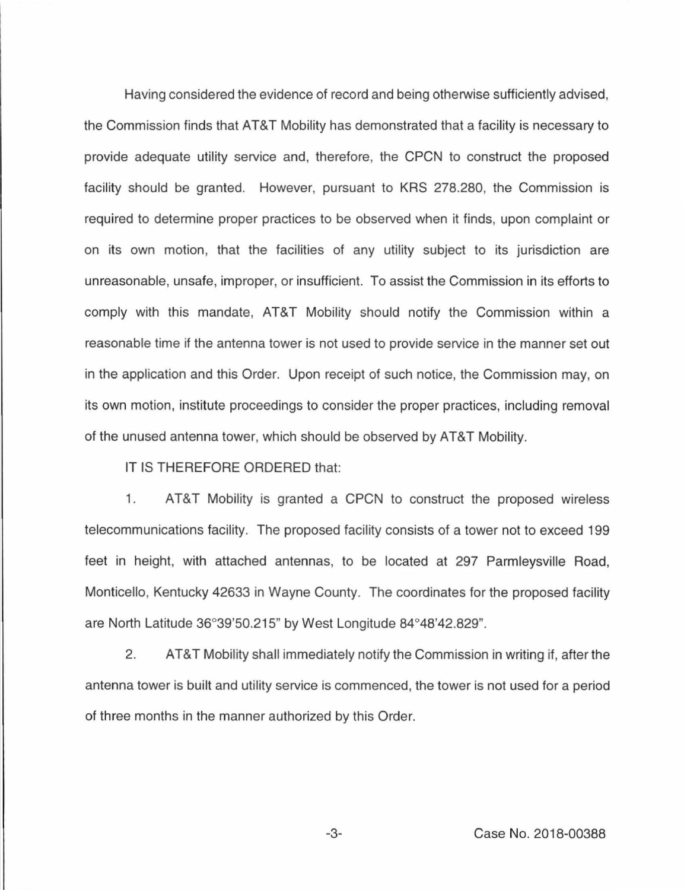Having considered the evidence of record and being otherwise sufficiently advised, the Commission finds that AT&T Mobility has demonstrated that a facility is necessary to provide adequate utility service and, therefore, the CPCN to construct the proposed facility should be granted. However, pursuant to KRS 278.280, the Commission is required to determine proper practices to be observed when it finds, upon complaint or on its own motion, that the facilities of any utility subject to its jurisdiction are unreasonable, unsafe, improper, or insufficient. To assist the Commission in its efforts to comply with this mandate, AT&T Mobility should notify the Commission within a reasonable time if the antenna tower is not used to provide service in the manner set out in the application and this Order. Upon receipt of such notice, the Commission may, on its own motion, institute proceedings to consider the proper practices, including removal of the unused antenna tower, which should be observed by AT&T Mobility.

IT IS THEREFORE ORDERED that:

1. AT&T Mobility is granted a CPCN to construct the proposed wireless telecommunications facility. The proposed facility consists of a tower not to exceed 199 feet in height, with attached antennas, to be located at 297 Parmleysville Road, Monticello, Kentucky 42633 in Wayne County. The coordinates for the proposed facility are North Latitude 36°39'50.215" by West Longitude 84°48'42.829".

2. AT&T Mobility shall immediately notify the Commission in writing if, after the antenna tower is built and utility service is commenced, the tower is not used for a period of three months in the manner authorized by this Order.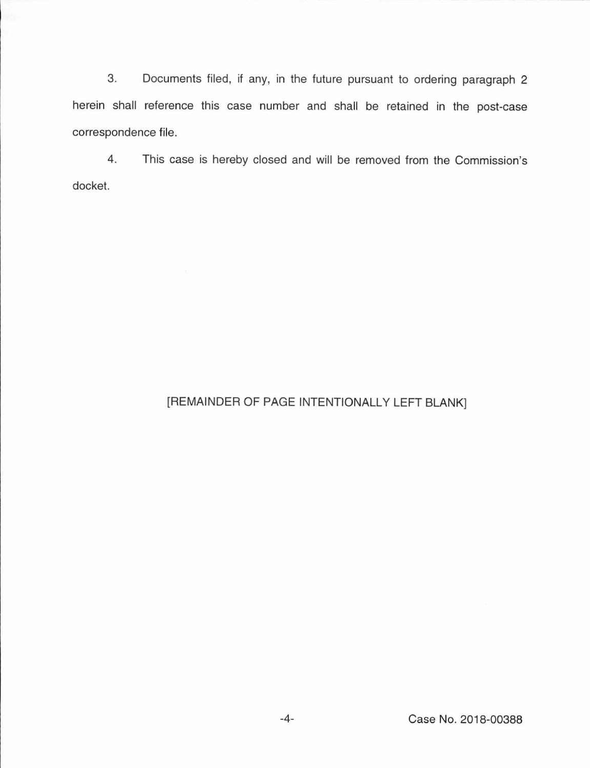3. Documents filed, if any, in the future pursuant to ordering paragraph 2 herein shall reference this case number and shall be retained in the post-case correspondence file.

4. This case is hereby closed and will be removed from the Commission's docket.

[REMAINDER OF PAGE INTENTIONALLY LEFT BLANK]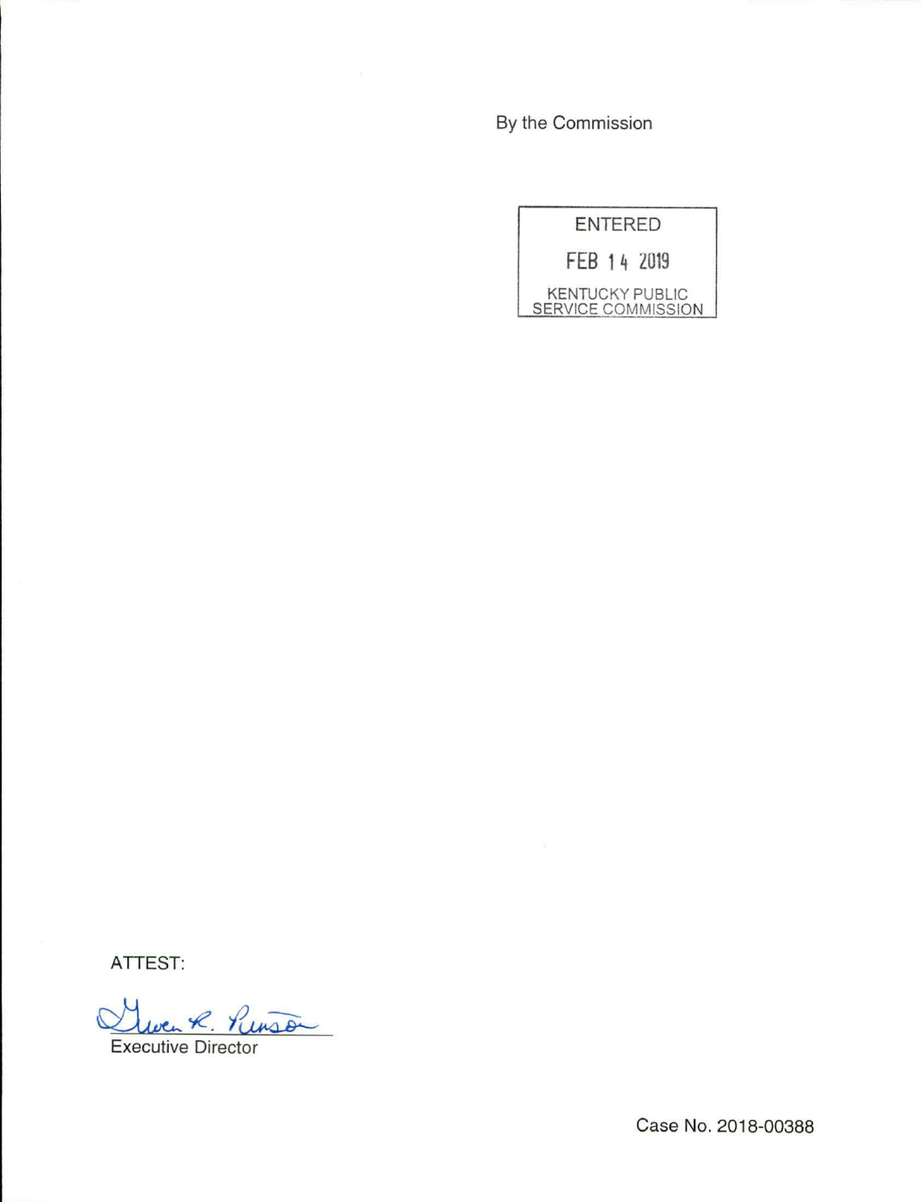By the Commission

ENTERED

FEB 14 2019

KENTUCKY PUBLIC SERVICE COMMISSION

ATTEST:

Gwen R. Pinson

Executive Director

Case No. 2018-00388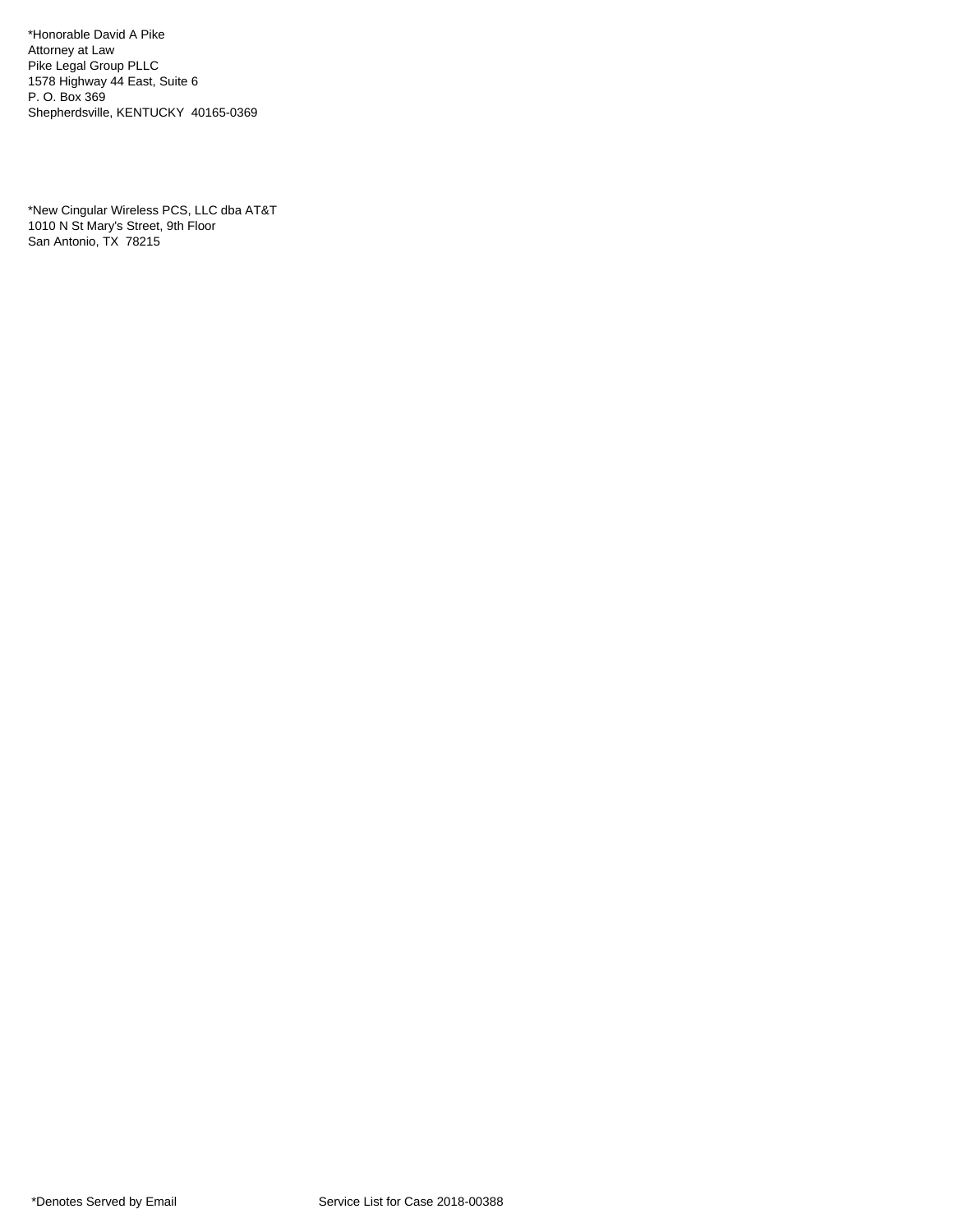*Honorable David A Pike
Attorney at Law
Pike Legal Group PLLC
1578 Highway 44 East, Suite 6
P. O. Box 369
Shepherdsville, KENTUCKY 40165-0369

*New Cingular Wireless PCS, LLC dba AT&T
1010 N St Mary's Street, 9th Floor
San Antonio, TX 78215

*Denotes Served by Email

Service List for Case 2018-00388